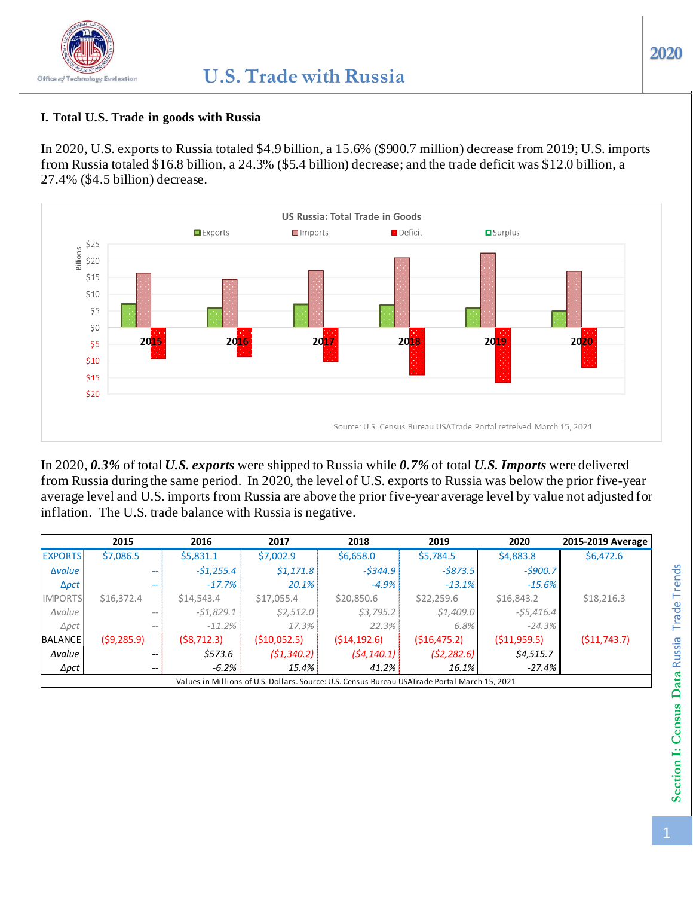# U.S. Trade with Russia

## I. Total U.S. Trade in goods with Russia

In 2020, U.S. exports to Russia totaled $4.9 billion, a 15.6% ($900.7 million) decrease from 2019; U.S. imports from Russia totaled $16.8 billion, a 24.3% ($5.4 billion) decrease; and the trade deficit was $12.0 billion, a 27.4% ($4.5 billion) decrease.

US Russia: Total Trade in Goods

Source: U.S. Census Bureau USATrade Portal retreived March 15, 2021

In 2020, ***0.3%*** of total ***U.S. exports*** were shipped to Russia while ***0.7%*** of total ***U.S. Imports*** were delivered from Russia during the same period. In 2020, the level of U.S. exports to Russia was below the prior five-year average level and U.S. imports from Russia are above the prior five-year average level by value not adjusted for inflation. The U.S. trade balance with Russia is negative.

| | 2015 | 2016 | 2017 | 2018 | 2019 | 2020 | 2015-2019 Average |
|---|---|---|---|---|---|---|---|
| EXPORTS | $7,086.5 | $5,831.1 | $7,002.9 | $6,658.0 | $5,784.5 | $4,883.8 | $6,472.6 |
| *Δvalue* | -- | *-$1,255.4* | *$1,171.8* | *-$344.9* | *-$873.5* | *-$900.7* | |
| *Δpct* | -- | *-17.7%* | *20.1%* | *-4.9%* | *-13.1%* | *-15.6%* | |
| IMPORTS | $16,372.4 | $14,543.4 | $17,055.4 | $20,850.6 | $22,259.6 | $16,843.2 | $18,216.3 |
| *Δvalue* | -- | *-$1,829.1* | *$2,512.0* | *$3,795.2* | *$1,409.0* | *-$5,416.4* | |
| *Δpct* | -- | *-11.2%* | *17.3%* | *22.3%* | *6.8%* | *-24.3%* | |
| BALANCE | ($9,285.9) | ($8,712.3) | ($10,052.5) | ($14,192.6) | ($16,475.2) | ($11,959.5) | ($11,743.7) |
| *Δvalue* | -- | *$573.6* | *($1,340.2)* | *($4,140.1)* | *($2,282.6)* | *$4,515.7* | |
| *Δpct* | -- | *-6.2%* | *15.4%* | *41.2%* | *16.1%* | *-27.4%* | |

Values in Millions of U.S. Dollars. Source: U.S. Census Bureau USATrade Portal March 15, 2021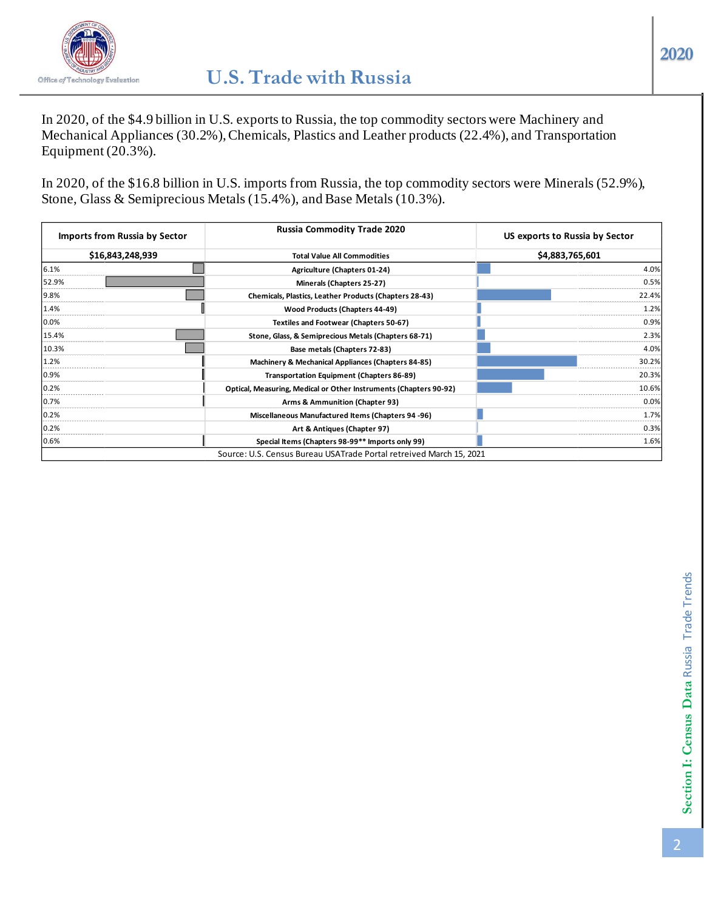# U.S. Trade with Russia

In 2020, of the $4.9 billion in U.S. exports to Russia, the top commodity sectors were Machinery and Mechanical Appliances (30.2%), Chemicals, Plastics and Leather products (22.4%), and Transportation Equipment (20.3%).

In 2020, of the $16.8 billion in U.S. imports from Russia, the top commodity sectors were Minerals (52.9%), Stone, Glass & Semiprecious Metals (15.4%), and Base Metals (10.3%).

| Imports from Russia by Sector | Russia Commodity Trade 2020 | US exports to Russia by Sector |
|---|---|---|
| $16,843,248,939 | Total Value All Commodities | $4,883,765,601 |
| 6.1% | Agriculture (Chapters 01-24) | 4.0% |
| 52.9% | Minerals (Chapters 25-27) | 0.5% |
| 9.8% | Chemicals, Plastics, Leather Products (Chapters 28-43) | 22.4% |
| 1.4% | Wood Products (Chapters 44-49) | 1.2% |
| 0.0% | Textiles and Footwear (Chapters 50-67) | 0.9% |
| 15.4% | Stone, Glass, & Semiprecious Metals (Chapters 68-71) | 2.3% |
| 10.3% | Base metals (Chapters 72-83) | 4.0% |
| 1.2% | Machinery & Mechanical Appliances (Chapters 84-85) | 30.2% |
| 0.9% | Transportation Equipment (Chapters 86-89) | 20.3% |
| 0.2% | Optical, Measuring, Medical or Other Instruments (Chapters 90-92) | 10.6% |
| 0.7% | Arms & Ammunition (Chapter 93) | 0.0% |
| 0.2% | Miscellaneous Manufactured Items (Chapters 94 -96) | 1.7% |
| 0.2% | Art & Antiques (Chapter 97) | 0.3% |
| 0.6% | Special Items (Chapters 98-99** Imports only 99) | 1.6% |

Source: U.S. Census Bureau USATrade Portal retreived March 15, 2021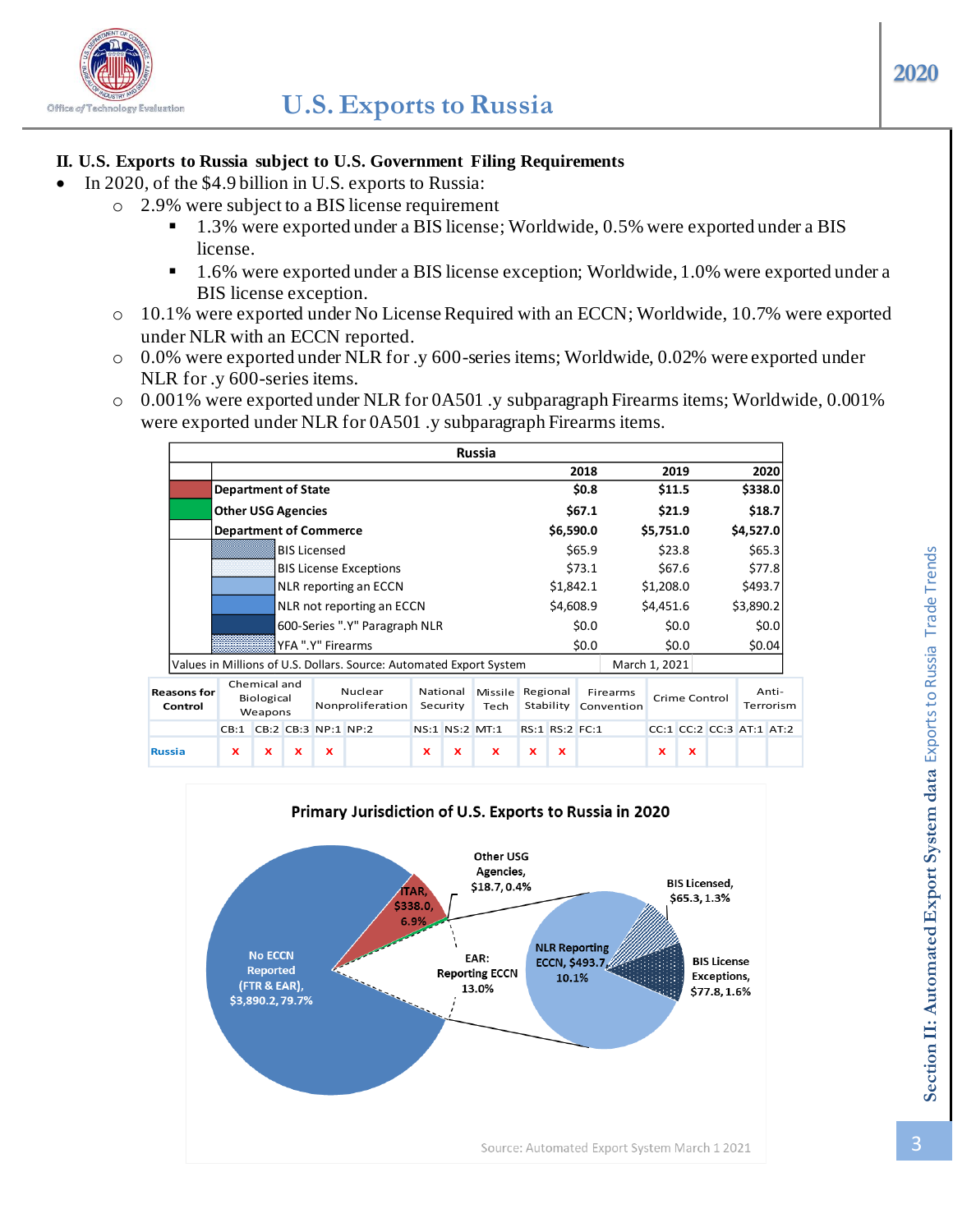## II. U.S. Exports to Russia subject to U.S. Government Filing Requirements

- In 2020, of the $4.9 billion in U.S. exports to Russia:
  - 2.9% were subject to a BIS license requirement
    - 1.3% were exported under a BIS license; Worldwide, 0.5% were exported under a BIS license.
    - 1.6% were exported under a BIS license exception; Worldwide, 1.0% were exported under a BIS license exception.
  - 10.1% were exported under No License Required with an ECCN; Worldwide, 10.7% were exported under NLR with an ECCN reported.
  - 0.0% were exported under NLR for .y 600-series items; Worldwide, 0.02% were exported under NLR for .y 600-series items.
  - 0.001% were exported under NLR for 0A501 .y subparagraph Firearms items; Worldwide, 0.001% were exported under NLR for 0A501 .y subparagraph Firearms items.

| Russia | 2018 | 2019 | 2020 |
|---|---|---|---|
| **Department of State** | **$0.8** | **$11.5** | **$338.0** |
| **Other USG Agencies** | **$67.1** | **$21.9** | **$18.7** |
| **Department of Commerce** | **$6,590.0** | **$5,751.0** | **$4,527.0** |
| BIS Licensed | $65.9 | $23.8 | $65.3 |
| BIS License Exceptions | $73.1 | $67.6 | $77.8 |
| NLR reporting an ECCN | $1,842.1 | $1,208.0 | $493.7 |
| NLR not reporting an ECCN | $4,608.9 | $4,451.6 | $3,890.2 |
| 600-Series ".Y" Paragraph NLR | $0.0 | $0.0 | $0.0 |
| YFA ".Y" Firearms | $0.0 | $0.0 | $0.04 |

Values in Millions of U.S. Dollars. Source: Automated Export System — March 1, 2021

| Reasons for Control | Chemical and Biological Weapons | | | Nuclear Nonproliferation | | National Security | | Missile Tech | Regional Stability | | Firearms Convention | Crime Control | | | Anti-Terrorism | |
|---|---|---|---|---|---|---|---|---|---|---|---|---|---|---|---|---|
| | CB:1 | CB:2 | CB:3 | NP:1 | NP:2 | NS:1 | NS:2 | MT:1 | RS:1 | RS:2 | FC:1 | CC:1 | CC:2 | CC:3 | AT:1 | AT:2 |
| Russia | x | x | x | x | | x | x | x | x | x | | x | x | | | |

**Primary Jurisdiction of U.S. Exports to Russia in 2020**

- No ECCN Reported (FTR & EAR), $3,890.2, 79.7%
- ITAR, $338.0, 6.9%
- Other USG Agencies, $18.7, 0.4%
- EAR: Reporting ECCN 13.0%
  - NLR Reporting ECCN, $493.7, 10.1%
  - BIS Licensed, $65.3, 1.3%
  - BIS License Exceptions, $77.8, 1.6%

Source: Automated Export System March 1 2021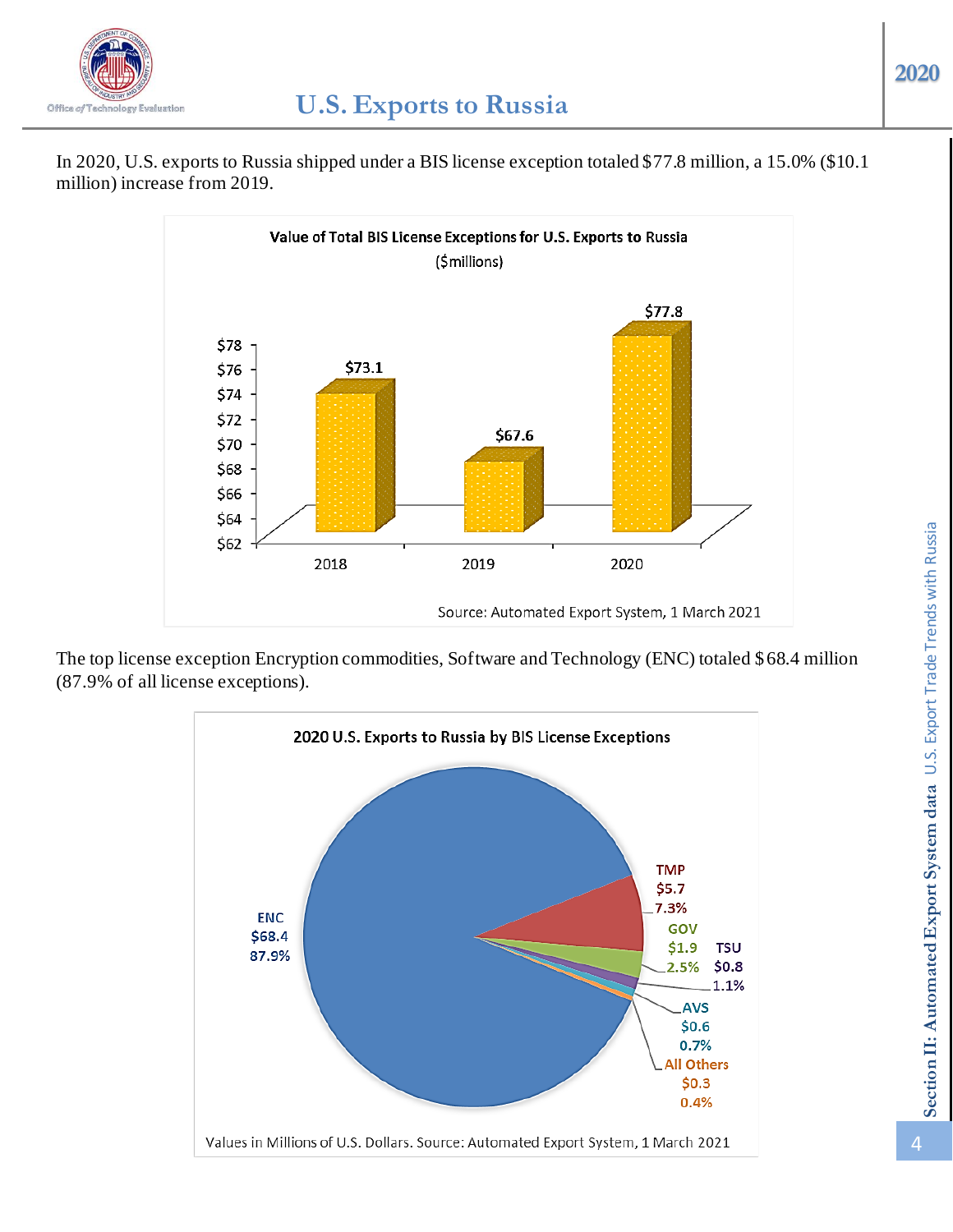# U.S. Exports to Russia

In 2020, U.S. exports to Russia shipped under a BIS license exception totaled $77.8 million, a 15.0% ($10.1 million) increase from 2019.

**Value of Total BIS License Exceptions for U.S. Exports to Russia**
($millions)

| Year | Value |
|---|---|
| 2018 | $73.1 |
| 2019 | $67.6 |
| 2020 | $77.8 |

Source: Automated Export System, 1 March 2021

The top license exception Encryption commodities, Software and Technology (ENC) totaled $68.4 million (87.9% of all license exceptions).

**2020 U.S. Exports to Russia by BIS License Exceptions**

| License Exception | Value | Share |
|---|---|---|
| ENC | $68.4 | 87.9% |
| TMP | $5.7 | 7.3% |
| GOV | $1.9 | 2.5% |
| TSU | $0.8 | 1.1% |
| AVS | $0.6 | 0.7% |
| All Others | $0.3 | 0.4% |

Values in Millions of U.S. Dollars. Source: Automated Export System, 1 March 2021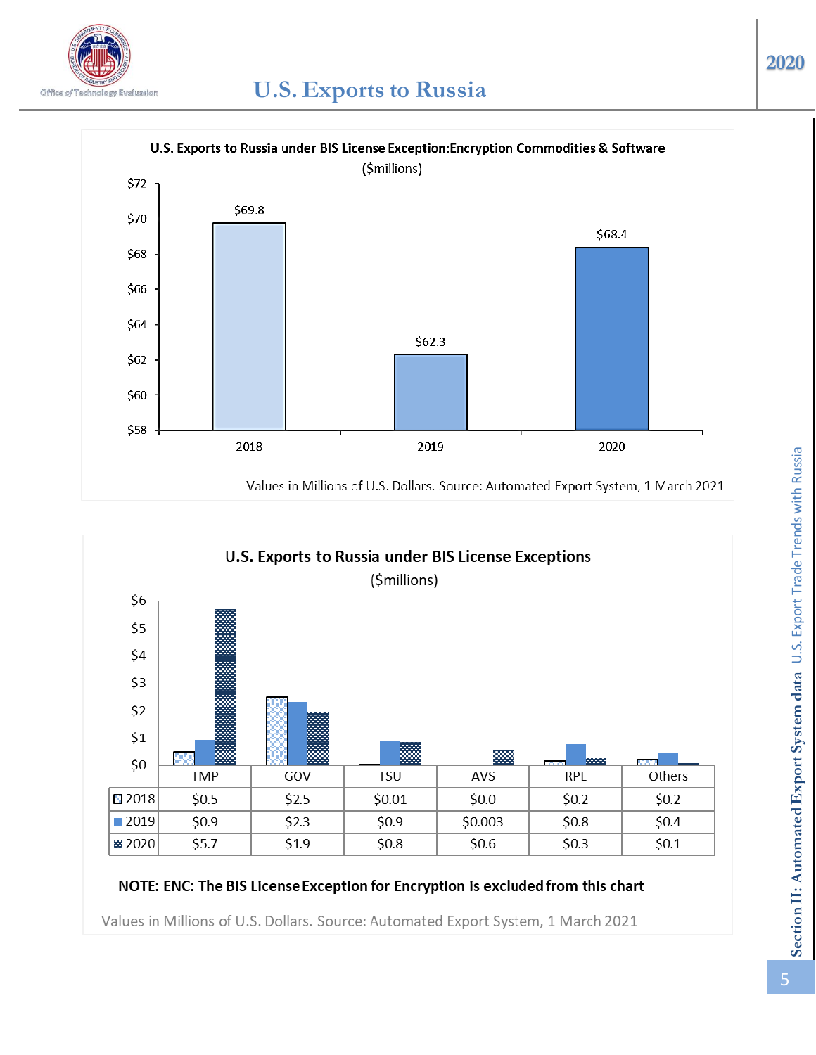# U.S. Exports to Russia

**U.S. Exports to Russia under BIS License Exception:Encryption Commodities & Software**
($millions)

| Year | Value |
|---|---|
| 2018 | $69.8 |
| 2019 | $62.3 |
| 2020 | $68.4 |

Values in Millions of U.S. Dollars. Source: Automated Export System, 1 March 2021

**U.S. Exports to Russia under BIS License Exceptions**
($millions)

| | TMP | GOV | TSU | AVS | RPL | Others |
|---|---|---|---|---|---|---|
| 2018 | $0.5 | $2.5 | $0.01 | $0.0 | $0.2 | $0.2 |
| 2019 | $0.9 | $2.3 | $0.9 | $0.003 | $0.8 | $0.4 |
| 2020 | $5.7 | $1.9 | $0.8 | $0.6 | $0.3 | $0.1 |

**NOTE: ENC: The BIS License Exception for Encryption is excluded from this chart**

Values in Millions of U.S. Dollars. Source: Automated Export System, 1 March 2021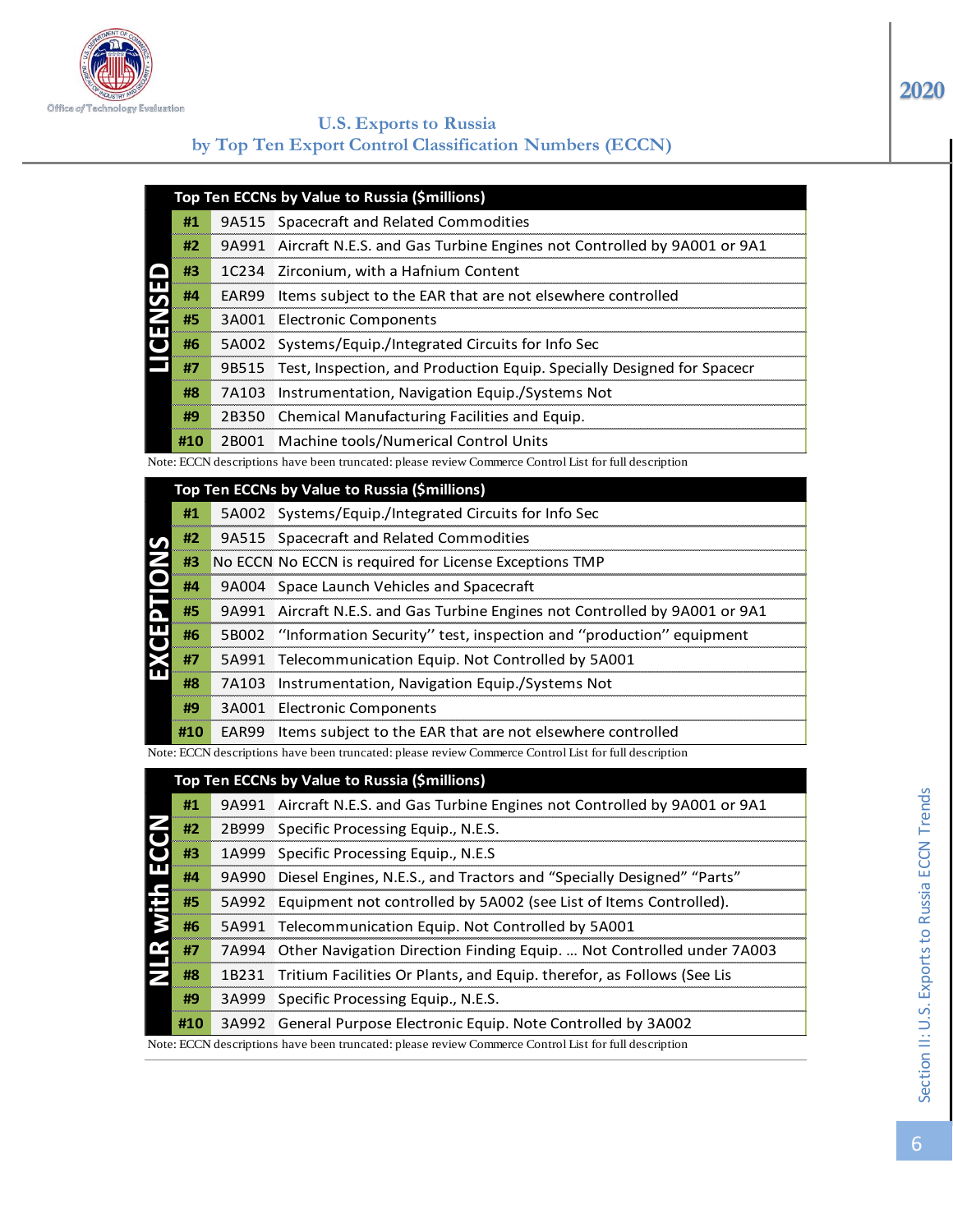# U.S. Exports to Russia by Top Ten Export Control Classification Numbers (ECCN)

**LICENSED**

| Top Ten ECCNs by Value to Russia ($millions) | | |
|---|---|---|
| #1 | 9A515 | Spacecraft and Related Commodities |
| #2 | 9A991 | Aircraft N.E.S. and Gas Turbine Engines not Controlled by 9A001 or 9A1 |
| #3 | 1C234 | Zirconium, with a Hafnium Content |
| #4 | EAR99 | Items subject to the EAR that are not elsewhere controlled |
| #5 | 3A001 | Electronic Components |
| #6 | 5A002 | Systems/Equip./Integrated Circuits for Info Sec |
| #7 | 9B515 | Test, Inspection, and Production Equip. Specially Designed for Spacecr |
| #8 | 7A103 | Instrumentation, Navigation Equip./Systems Not |
| #9 | 2B350 | Chemical Manufacturing Facilities and Equip. |
| #10 | 2B001 | Machine tools/Numerical Control Units |

Note: ECCN descriptions have been truncated: please review Commerce Control List for full description

**EXCEPTIONS**

| Top Ten ECCNs by Value to Russia ($millions) | | |
|---|---|---|
| #1 | 5A002 | Systems/Equip./Integrated Circuits for Info Sec |
| #2 | 9A515 | Spacecraft and Related Commodities |
| #3 | No ECCN | No ECCN is required for License Exceptions TMP |
| #4 | 9A004 | Space Launch Vehicles and Spacecraft |
| #5 | 9A991 | Aircraft N.E.S. and Gas Turbine Engines not Controlled by 9A001 or 9A1 |
| #6 | 5B002 | "Information Security" test, inspection and "production" equipment |
| #7 | 5A991 | Telecommunication Equip. Not Controlled by 5A001 |
| #8 | 7A103 | Instrumentation, Navigation Equip./Systems Not |
| #9 | 3A001 | Electronic Components |
| #10 | EAR99 | Items subject to the EAR that are not elsewhere controlled |

Note: ECCN descriptions have been truncated: please review Commerce Control List for full description

**NLR with ECCN**

| Top Ten ECCNs by Value to Russia ($millions) | | |
|---|---|---|
| #1 | 9A991 | Aircraft N.E.S. and Gas Turbine Engines not Controlled by 9A001 or 9A1 |
| #2 | 2B999 | Specific Processing Equip., N.E.S. |
| #3 | 1A999 | Specific Processing Equip., N.E.S |
| #4 | 9A990 | Diesel Engines, N.E.S., and Tractors and "Specially Designed" "Parts" |
| #5 | 5A992 | Equipment not controlled by 5A002 (see List of Items Controlled). |
| #6 | 5A991 | Telecommunication Equip. Not Controlled by 5A001 |
| #7 | 7A994 | Other Navigation Direction Finding Equip. ... Not Controlled under 7A003 |
| #8 | 1B231 | Tritium Facilities Or Plants, and Equip. therefor, as Follows (See Lis |
| #9 | 3A999 | Specific Processing Equip., N.E.S. |
| #10 | 3A992 | General Purpose Electronic Equip. Note Controlled by 3A002 |

Note: ECCN descriptions have been truncated: please review Commerce Control List for full description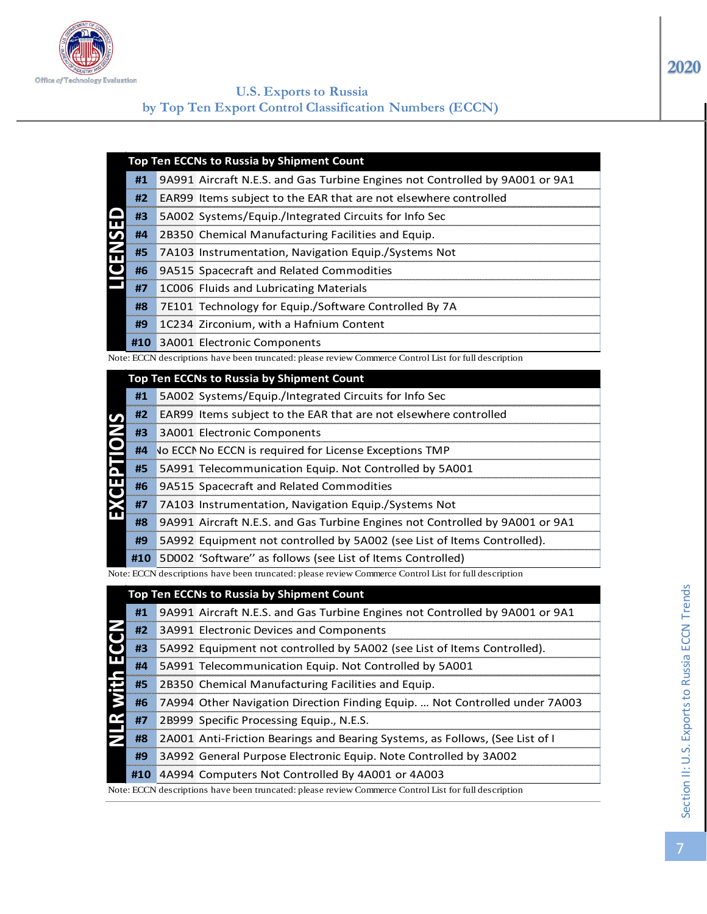Office of Technology Evaluation

## U.S. Exports to Russia by Top Ten Export Control Classification Numbers (ECCN)

### LICENSED

| Top Ten ECCNs to Russia by Shipment Count | | |
|---|---|---|
| #1 | 9A991 | Aircraft N.E.S. and Gas Turbine Engines not Controlled by 9A001 or 9A1 |
| #2 | EAR99 | Items subject to the EAR that are not elsewhere controlled |
| #3 | 5A002 | Systems/Equip./Integrated Circuits for Info Sec |
| #4 | 2B350 | Chemical Manufacturing Facilities and Equip. |
| #5 | 7A103 | Instrumentation, Navigation Equip./Systems Not |
| #6 | 9A515 | Spacecraft and Related Commodities |
| #7 | 1C006 | Fluids and Lubricating Materials |
| #8 | 7E101 | Technology for Equip./Software Controlled By 7A |
| #9 | 1C234 | Zirconium, with a Hafnium Content |
| #10 | 3A001 | Electronic Components |

Note: ECCN descriptions have been truncated: please review Commerce Control List for full description

### EXCEPTIONS

| Top Ten ECCNs to Russia by Shipment Count | | |
|---|---|---|
| #1 | 5A002 | Systems/Equip./Integrated Circuits for Info Sec |
| #2 | EAR99 | Items subject to the EAR that are not elsewhere controlled |
| #3 | 3A001 | Electronic Components |
| #4 | No ECCN | No ECCN is required for License Exceptions TMP |
| #5 | 5A991 | Telecommunication Equip. Not Controlled by 5A001 |
| #6 | 9A515 | Spacecraft and Related Commodities |
| #7 | 7A103 | Instrumentation, Navigation Equip./Systems Not |
| #8 | 9A991 | Aircraft N.E.S. and Gas Turbine Engines not Controlled by 9A001 or 9A1 |
| #9 | 5A992 | Equipment not controlled by 5A002 (see List of Items Controlled). |
| #10 | 5D002 | 'Software'' as follows (see List of Items Controlled) |

Note: ECCN descriptions have been truncated: please review Commerce Control List for full description

### NLR with ECCN

| Top Ten ECCNs to Russia by Shipment Count | | |
|---|---|---|
| #1 | 9A991 | Aircraft N.E.S. and Gas Turbine Engines not Controlled by 9A001 or 9A1 |
| #2 | 3A991 | Electronic Devices and Components |
| #3 | 5A992 | Equipment not controlled by 5A002 (see List of Items Controlled). |
| #4 | 5A991 | Telecommunication Equip. Not Controlled by 5A001 |
| #5 | 2B350 | Chemical Manufacturing Facilities and Equip. |
| #6 | 7A994 | Other Navigation Direction Finding Equip. ... Not Controlled under 7A003 |
| #7 | 2B999 | Specific Processing Equip., N.E.S. |
| #8 | 2A001 | Anti-Friction Bearings and Bearing Systems, as Follows, (See List of I |
| #9 | 3A992 | General Purpose Electronic Equip. Note Controlled by 3A002 |
| #10 | 4A994 | Computers Not Controlled By 4A001 or 4A003 |

Note: ECCN descriptions have been truncated: please review Commerce Control List for full description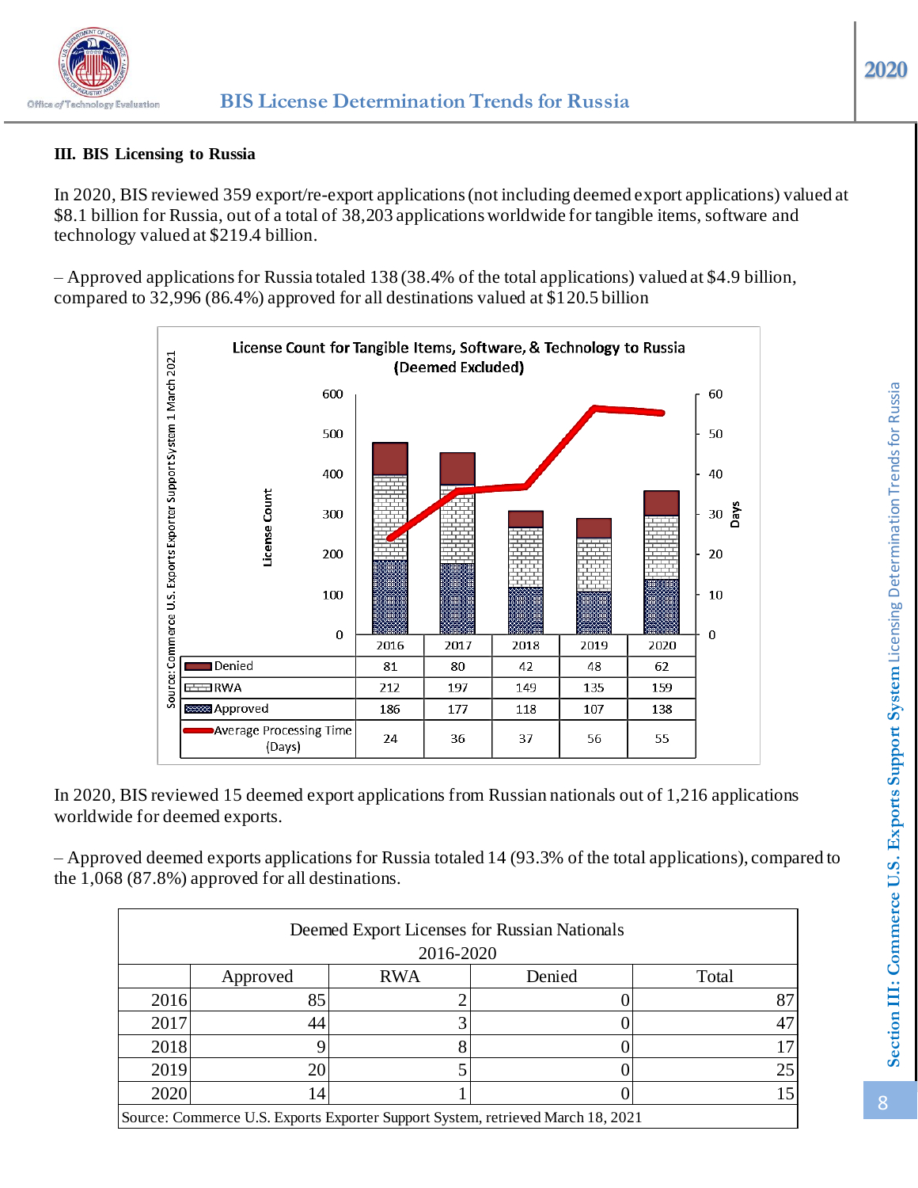### III. BIS Licensing to Russia

In 2020, BIS reviewed 359 export/re-export applications (not including deemed export applications) valued at $8.1 billion for Russia, out of a total of 38,203 applications worldwide for tangible items, software and technology valued at $219.4 billion.

– Approved applications for Russia totaled 138 (38.4% of the total applications) valued at $4.9 billion, compared to 32,996 (86.4%) approved for all destinations valued at $120.5 billion

**License Count for Tangible Items, Software, & Technology to Russia (Deemed Excluded)**

| | 2016 | 2017 | 2018 | 2019 | 2020 |
|---|---|---|---|---|---|
| Denied | 81 | 80 | 42 | 48 | 62 |
| RWA | 212 | 197 | 149 | 135 | 159 |
| Approved | 186 | 177 | 118 | 107 | 138 |
| Average Processing Time (Days) | 24 | 36 | 37 | 56 | 55 |

Source: Commerce U.S. Exports Exporter Support System 1 March 2021

In 2020, BIS reviewed 15 deemed export applications from Russian nationals out of 1,216 applications worldwide for deemed exports.

– Approved deemed exports applications for Russia totaled 14 (93.3% of the total applications), compared to the 1,068 (87.8%) approved for all destinations.

**Deemed Export Licenses for Russian Nationals 2016-2020**

| | Approved | RWA | Denied | Total |
|---|---|---|---|---|
| 2016 | 85 | 2 | 0 | 87 |
| 2017 | 44 | 3 | 0 | 47 |
| 2018 | 9 | 8 | 0 | 17 |
| 2019 | 20 | 5 | 0 | 25 |
| 2020 | 14 | 1 | 0 | 15 |

Source: Commerce U.S. Exports Exporter Support System, retrieved March 18, 2021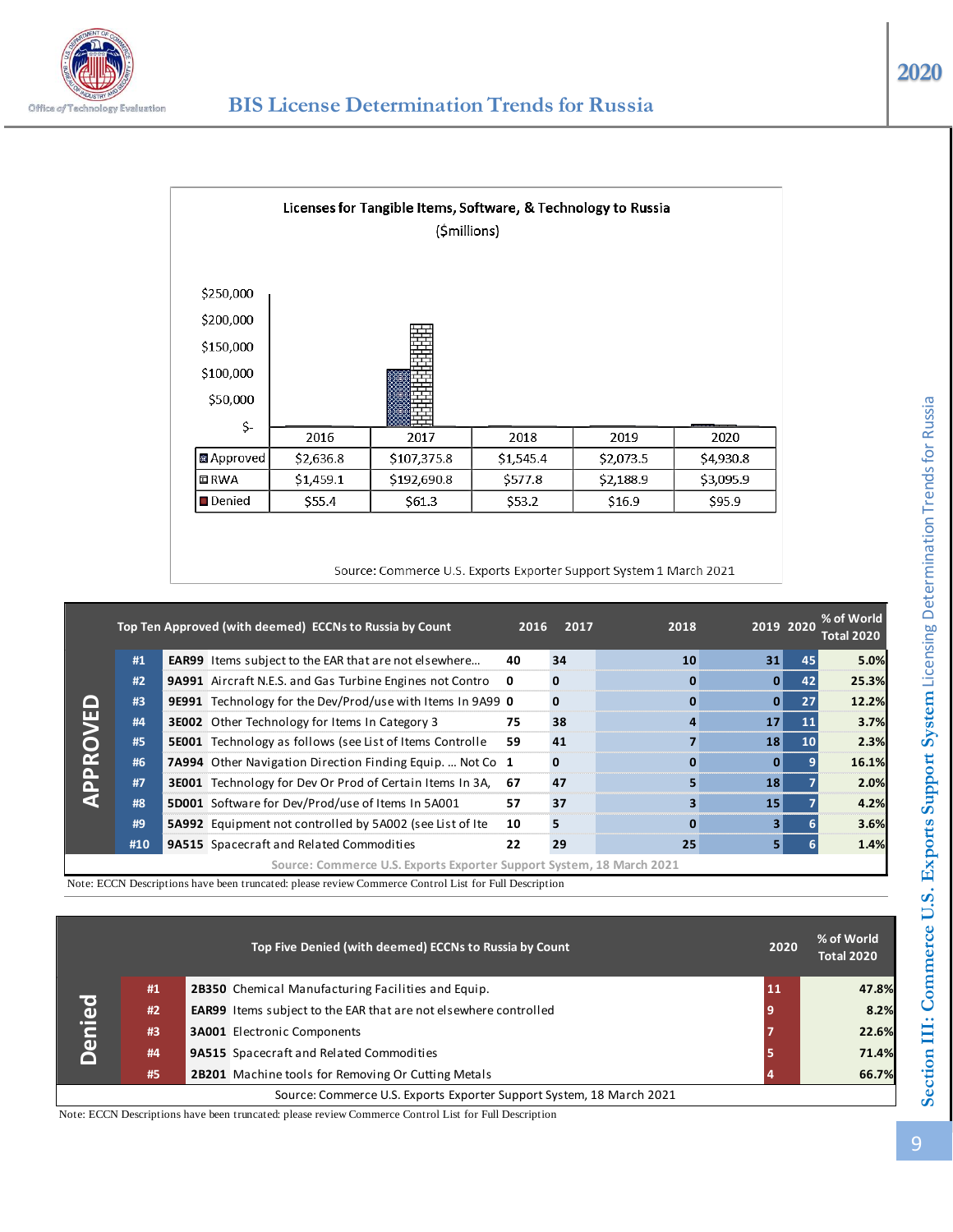# BIS License Determination Trends for Russia

**Licenses for Tangible Items, Software, & Technology to Russia**
**($millions)**

| | 2016 | 2017 | 2018 | 2019 | 2020 |
|---|---|---|---|---|---|
| Approved | $2,636.8 | $107,375.8 | $1,545.4 | $2,073.5 | $4,930.8 |
| RWA | $1,459.1 | $192,690.8 | $577.8 | $2,188.9 | $3,095.9 |
| Denied | $55.4 | $61.3 | $53.2 | $16.9 | $95.9 |

Source: Commerce U.S. Exports Exporter Support System 1 March 2021

**APPROVED**

| | Top Ten Approved (with deemed) ECCNs to Russia by Count | 2016 | 2017 | 2018 | 2019 | 2020 | % of World Total 2020 |
|---|---|---|---|---|---|---|---|
| #1 | **EAR99** Items subject to the EAR that are not elsewhere... | 40 | 34 | 10 | 31 | 45 | 5.0% |
| #2 | **9A991** Aircraft N.E.S. and Gas Turbine Engines not Contro | 0 | 0 | 0 | 0 | 42 | 25.3% |
| #3 | **9E991** Technology for the Dev/Prod/use with Items In 9A99 | 0 | 0 | 0 | 0 | 27 | 12.2% |
| #4 | **3E002** Other Technology for Items In Category 3 | 75 | 38 | 4 | 17 | 11 | 3.7% |
| #5 | **5E001** Technology as follows (see List of Items Controlle | 59 | 41 | 7 | 18 | 10 | 2.3% |
| #6 | **7A994** Other Navigation Direction Finding Equip. ... Not Co | 1 | 0 | 0 | 0 | 9 | 16.1% |
| #7 | **3E001** Technology for Dev Or Prod of Certain Items In 3A, | 67 | 47 | 5 | 18 | 7 | 2.0% |
| #8 | **5D001** Software for Dev/Prod/use of Items In 5A001 | 57 | 37 | 3 | 15 | 7 | 4.2% |
| #9 | **5A992** Equipment not controlled by 5A002 (see List of Ite | 10 | 5 | 0 | 3 | 6 | 3.6% |
| #10 | **9A515** Spacecraft and Related Commodities | 22 | 29 | 25 | 5 | 6 | 1.4% |

Source: Commerce U.S. Exports Exporter Support System, 18 March 2021

Note: ECCN Descriptions have been truncated: please review Commerce Control List for Full Description

**Denied**

| | Top Five Denied (with deemed) ECCNs to Russia by Count | 2020 | % of World Total 2020 |
|---|---|---|---|
| #1 | **2B350** Chemical Manufacturing Facilities and Equip. | 11 | 47.8% |
| #2 | **EAR99** Items subject to the EAR that are not elsewhere controlled | 9 | 8.2% |
| #3 | **3A001** Electronic Components | 7 | 22.6% |
| #4 | **9A515** Spacecraft and Related Commodities | 5 | 71.4% |
| #5 | **2B201** Machine tools for Removing Or Cutting Metals | 4 | 66.7% |

Source: Commerce U.S. Exports Exporter Support System, 18 March 2021

Note: ECCN Descriptions have been truncated: please review Commerce Control List for Full Description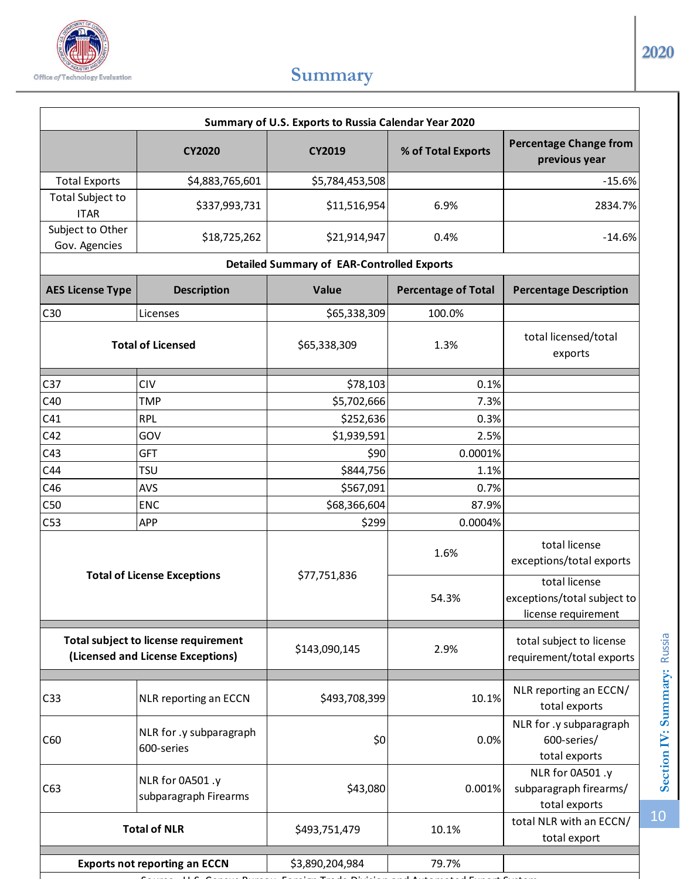## Summary

| Summary of U.S. Exports to Russia Calendar Year 2020 | | | | |
|---|---|---|---|---|
| | **CY2020** | **CY2019** | **% of Total Exports** | **Percentage Change from previous year** |
| Total Exports | $4,883,765,601 | $5,784,453,508 | | -15.6% |
| Total Subject to ITAR | $337,993,731 | $11,516,954 | 6.9% | 2834.7% |
| Subject to Other Gov. Agencies | $18,725,262 | $21,914,947 | 0.4% | -14.6% |
| **Detailed Summary of EAR-Controlled Exports** | | | | |
| **AES License Type** | **Description** | **Value** | **Percentage of Total** | **Percentage Description** |
| C30 | Licenses | $65,338,309 | 100.0% | |
| **Total of Licensed** | | $65,338,309 | 1.3% | total licensed/total exports |
| C37 | CIV | $78,103 | 0.1% | |
| C40 | TMP | $5,702,666 | 7.3% | |
| C41 | RPL | $252,636 | 0.3% | |
| C42 | GOV | $1,939,591 | 2.5% | |
| C43 | GFT | $90 | 0.0001% | |
| C44 | TSU | $844,756 | 1.1% | |
| C46 | AVS | $567,091 | 0.7% | |
| C50 | ENC | $68,366,604 | 87.9% | |
| C53 | APP | $299 | 0.0004% | |
| **Total of License Exceptions** | | $77,751,836 | 1.6% | total license exceptions/total exports |
| | | | 54.3% | total license exceptions/total subject to license requirement |
| **Total subject to license requirement (Licensed and License Exceptions)** | | $143,090,145 | 2.9% | total subject to license requirement/total exports |
| C33 | NLR reporting an ECCN | $493,708,399 | 10.1% | NLR reporting an ECCN/ total exports |
| C60 | NLR for .y subparagraph 600-series | $0 | 0.0% | NLR for .y subparagraph 600-series/ total exports |
| C63 | NLR for 0A501 .y subparagraph Firearms | $43,080 | 0.001% | NLR for 0A501 .y subparagraph firearms/ total exports |
| **Total of NLR** | | $493,751,479 | 10.1% | total NLR with an ECCN/ total export |
| **Exports not reporting an ECCN** | | $3,890,204,984 | 79.7% | |

Source: U.S. Census Bureau, Foreign Trade Division and Automated Export System